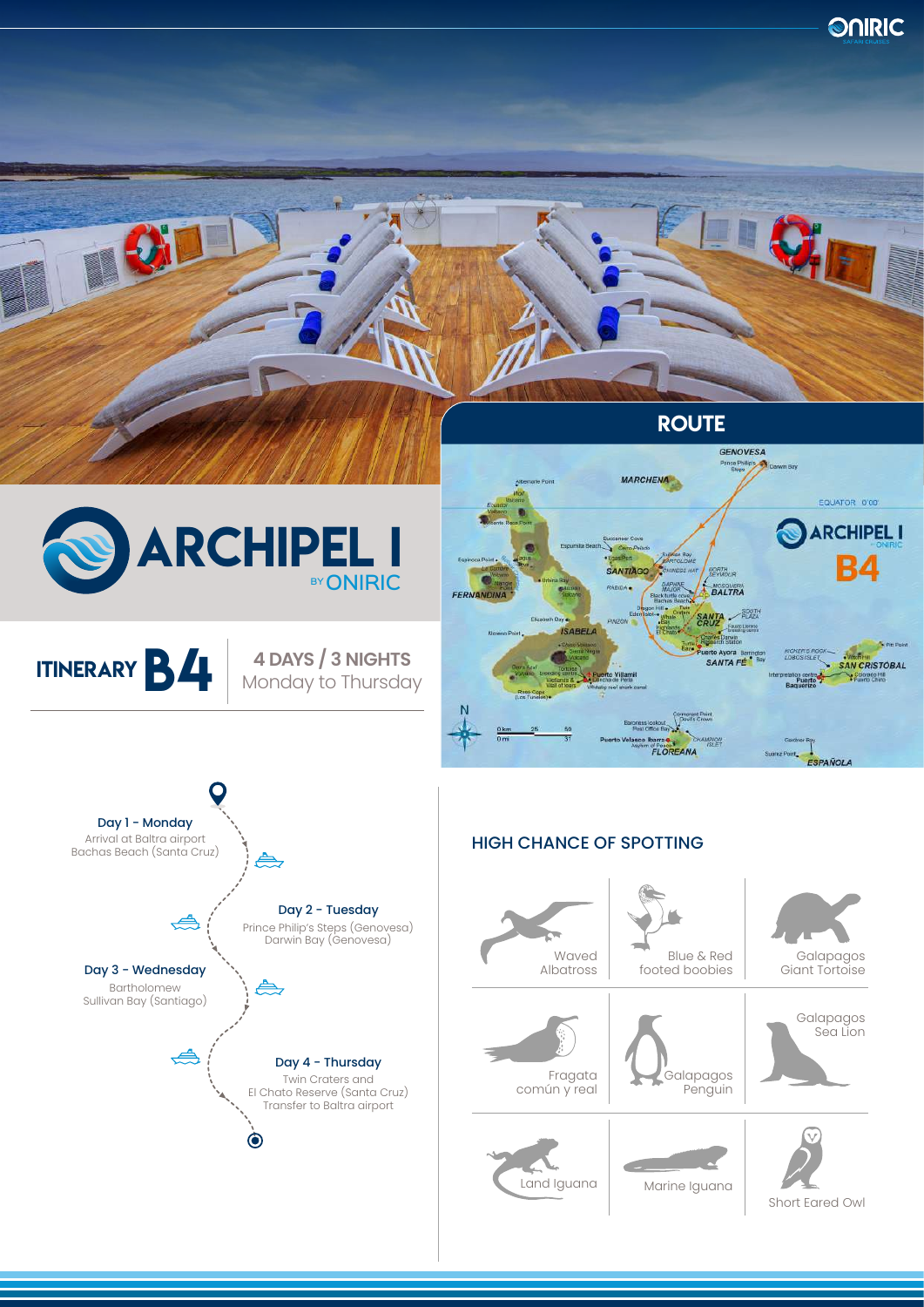# ARCHIPEL I

BY ONIRIC

## ITINERARY B4

**4 DAYS / 3 NIGHTS**
Monday to Thursday

## ROUTE

**Day 1 - Monday**
Arrival at Baltra airport
Bachas Beach (Santa Cruz)

**Day 2 - Tuesday**
Prince Philip's Steps (Genovesa)
Darwin Bay (Genovesa)

**Day 3 - Wednesday**
Bartholomew
Sullivan Bay (Santiago)

**Day 4 - Thursday**
Twin Craters and
El Chato Reserve (Santa Cruz)
Transfer to Baltra airport

## HIGH CHANCE OF SPOTTING

- Waved Albatross
- Blue & Red footed boobies
- Galapagos Giant Tortoise
- Fragata común y real
- Galapagos Penguin
- Galapagos Sea Lion
- Land Iguana
- Marine Iguana
- Short Eared Owl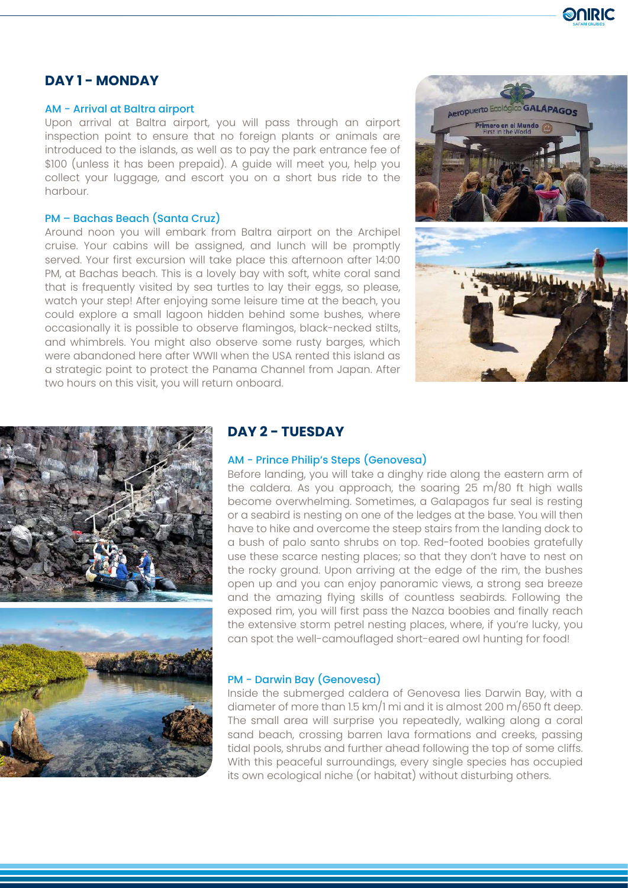## DAY 1 - MONDAY

### AM - Arrival at Baltra airport

Upon arrival at Baltra airport, you will pass through an airport inspection point to ensure that no foreign plants or animals are introduced to the islands, as well as to pay the park entrance fee of $100 (unless it has been prepaid). A guide will meet you, help you collect your luggage, and escort you on a short bus ride to the harbour.

### PM – Bachas Beach (Santa Cruz)

Around noon you will embark from Baltra airport on the Archipel cruise. Your cabins will be assigned, and lunch will be promptly served. Your first excursion will take place this afternoon after 14:00 PM, at Bachas beach. This is a lovely bay with soft, white coral sand that is frequently visited by sea turtles to lay their eggs, so please, watch your step! After enjoying some leisure time at the beach, you could explore a small lagoon hidden behind some bushes, where occasionally it is possible to observe flamingos, black-necked stilts, and whimbrels. You might also observe some rusty barges, which were abandoned here after WWII when the USA rented this island as a strategic point to protect the Panama Channel from Japan. After two hours on this visit, you will return onboard.

## DAY 2 - TUESDAY

### AM - Prince Philip's Steps (Genovesa)

Before landing, you will take a dinghy ride along the eastern arm of the caldera. As you approach, the soaring 25 m/80 ft high walls become overwhelming. Sometimes, a Galapagos fur seal is resting or a seabird is nesting on one of the ledges at the base. You will then have to hike and overcome the steep stairs from the landing dock to a bush of palo santo shrubs on top. Red-footed boobies gratefully use these scarce nesting places; so that they don't have to nest on the rocky ground. Upon arriving at the edge of the rim, the bushes open up and you can enjoy panoramic views, a strong sea breeze and the amazing flying skills of countless seabirds. Following the exposed rim, you will first pass the Nazca boobies and finally reach the extensive storm petrel nesting places, where, if you're lucky, you can spot the well-camouflaged short-eared owl hunting for food!

### PM - Darwin Bay (Genovesa)

Inside the submerged caldera of Genovesa lies Darwin Bay, with a diameter of more than 1.5 km/1 mi and it is almost 200 m/650 ft deep. The small area will surprise you repeatedly, walking along a coral sand beach, crossing barren lava formations and creeks, passing tidal pools, shrubs and further ahead following the top of some cliffs. With this peaceful surroundings, every single species has occupied its own ecological niche (or habitat) without disturbing others.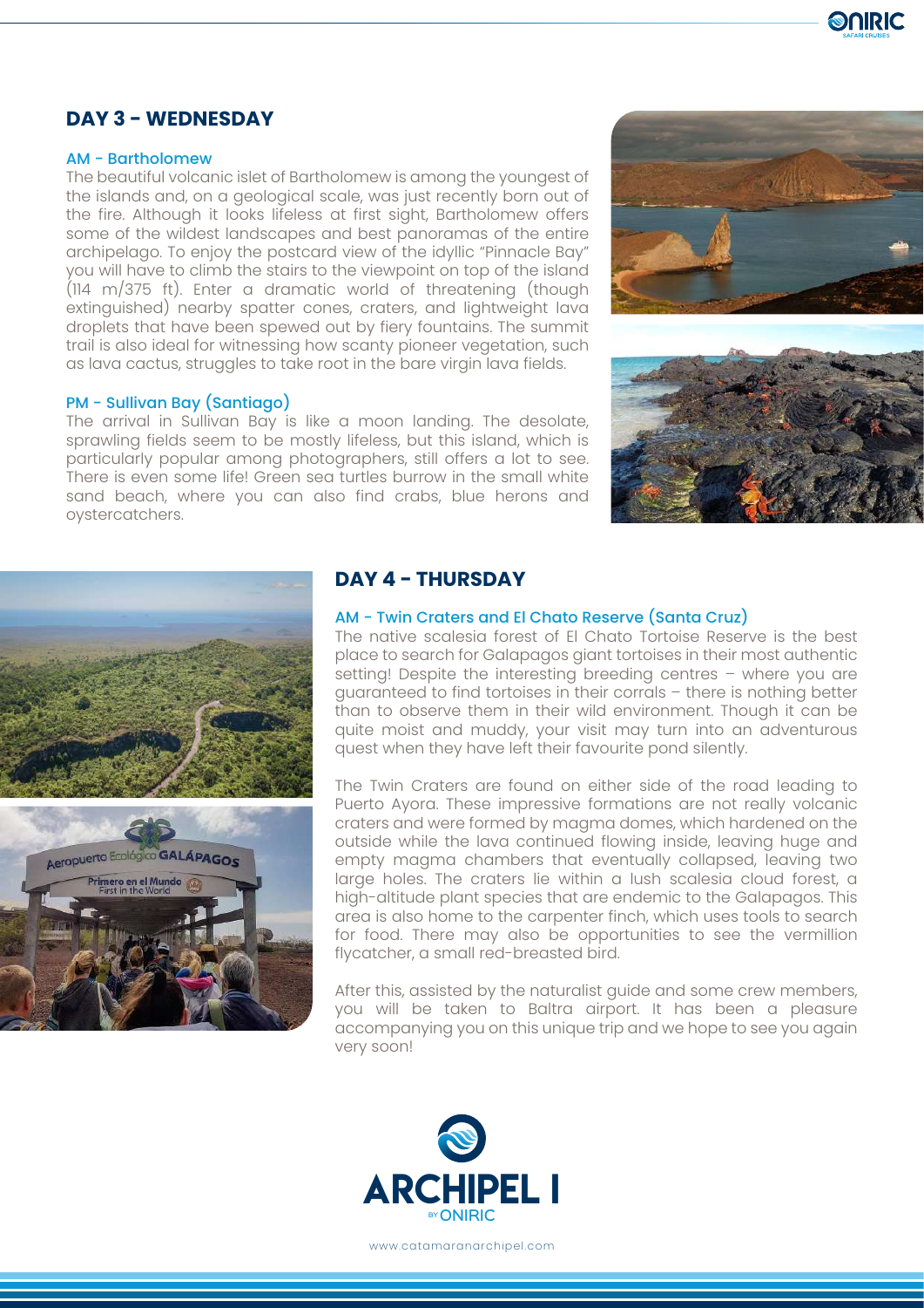## DAY 3 - WEDNESDAY

### AM - Bartholomew

The beautiful volcanic islet of Bartholomew is among the youngest of the islands and, on a geological scale, was just recently born out of the fire. Although it looks lifeless at first sight, Bartholomew offers some of the wildest landscapes and best panoramas of the entire archipelago. To enjoy the postcard view of the idyllic "Pinnacle Bay" you will have to climb the stairs to the viewpoint on top of the island (114 m/375 ft). Enter a dramatic world of threatening (though extinguished) nearby spatter cones, craters, and lightweight lava droplets that have been spewed out by fiery fountains. The summit trail is also ideal for witnessing how scanty pioneer vegetation, such as lava cactus, struggles to take root in the bare virgin lava fields.

### PM - Sullivan Bay (Santiago)

The arrival in Sullivan Bay is like a moon landing. The desolate, sprawling fields seem to be mostly lifeless, but this island, which is particularly popular among photographers, still offers a lot to see. There is even some life! Green sea turtles burrow in the small white sand beach, where you can also find crabs, blue herons and oystercatchers.

## DAY 4 - THURSDAY

### AM - Twin Craters and El Chato Reserve (Santa Cruz)

The native scalesia forest of El Chato Tortoise Reserve is the best place to search for Galapagos giant tortoises in their most authentic setting! Despite the interesting breeding centres – where you are guaranteed to find tortoises in their corrals – there is nothing better than to observe them in their wild environment. Though it can be quite moist and muddy, your visit may turn into an adventurous quest when they have left their favourite pond silently.

The Twin Craters are found on either side of the road leading to Puerto Ayora. These impressive formations are not really volcanic craters and were formed by magma domes, which hardened on the outside while the lava continued flowing inside, leaving huge and empty magma chambers that eventually collapsed, leaving two large holes. The craters lie within a lush scalesia cloud forest, a high-altitude plant species that are endemic to the Galapagos. This area is also home to the carpenter finch, which uses tools to search for food. There may also be opportunities to see the vermillion flycatcher, a small red-breasted bird.

After this, assisted by the naturalist guide and some crew members, you will be taken to Baltra airport. It has been a pleasure accompanying you on this unique trip and we hope to see you again very soon!

ARCHIPEL I BY ONIRIC

www.catamaranarchipel.com